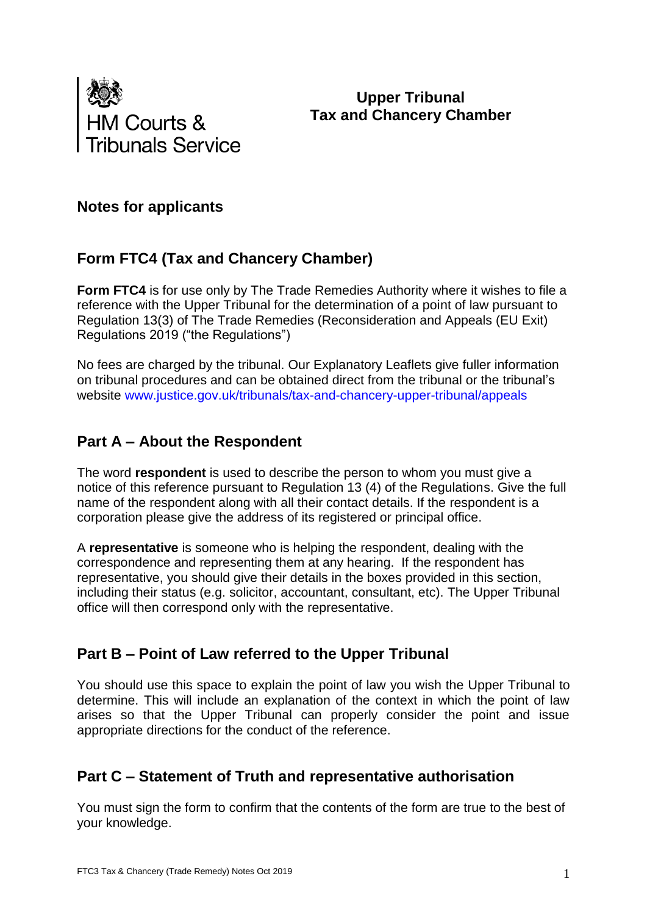HM Courts & Tribunals Service

**Upper Tribunal**
**Tax and Chancery Chamber**

## Notes for applicants

## Form FTC4 (Tax and Chancery Chamber)

**Form FTC4** is for use only by The Trade Remedies Authority where it wishes to file a reference with the Upper Tribunal for the determination of a point of law pursuant to Regulation 13(3) of The Trade Remedies (Reconsideration and Appeals (EU Exit) Regulations 2019 ("the Regulations")

No fees are charged by the tribunal. Our Explanatory Leaflets give fuller information on tribunal procedures and can be obtained direct from the tribunal or the tribunal's website www.justice.gov.uk/tribunals/tax-and-chancery-upper-tribunal/appeals

## Part A – About the Respondent

The word **respondent** is used to describe the person to whom you must give a notice of this reference pursuant to Regulation 13 (4) of the Regulations. Give the full name of the respondent along with all their contact details. If the respondent is a corporation please give the address of its registered or principal office.

A **representative** is someone who is helping the respondent, dealing with the correspondence and representing them at any hearing. If the respondent has representative, you should give their details in the boxes provided in this section, including their status (e.g. solicitor, accountant, consultant, etc). The Upper Tribunal office will then correspond only with the representative.

## Part B – Point of Law referred to the Upper Tribunal

You should use this space to explain the point of law you wish the Upper Tribunal to determine. This will include an explanation of the context in which the point of law arises so that the Upper Tribunal can properly consider the point and issue appropriate directions for the conduct of the reference.

## Part C – Statement of Truth and representative authorisation

You must sign the form to confirm that the contents of the form are true to the best of your knowledge.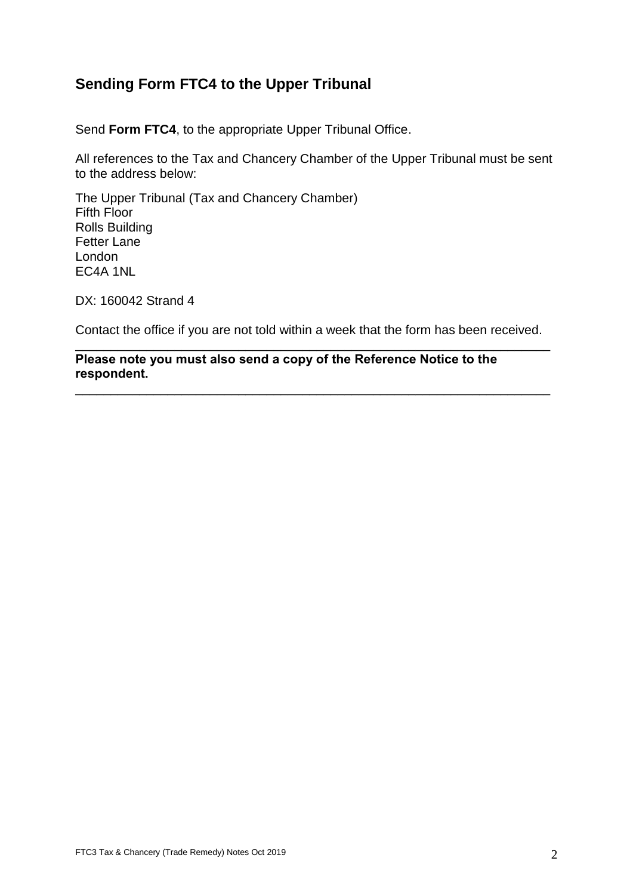## Sending Form FTC4 to the Upper Tribunal

Send **Form FTC4**, to the appropriate Upper Tribunal Office.

All references to the Tax and Chancery Chamber of the Upper Tribunal must be sent to the address below:

The Upper Tribunal (Tax and Chancery Chamber)
Fifth Floor
Rolls Building
Fetter Lane
London
EC4A 1NL

DX: 160042 Strand 4

Contact the office if you are not told within a week that the form has been received.

---

**Please note you must also send a copy of the Reference Notice to the respondent.**

---